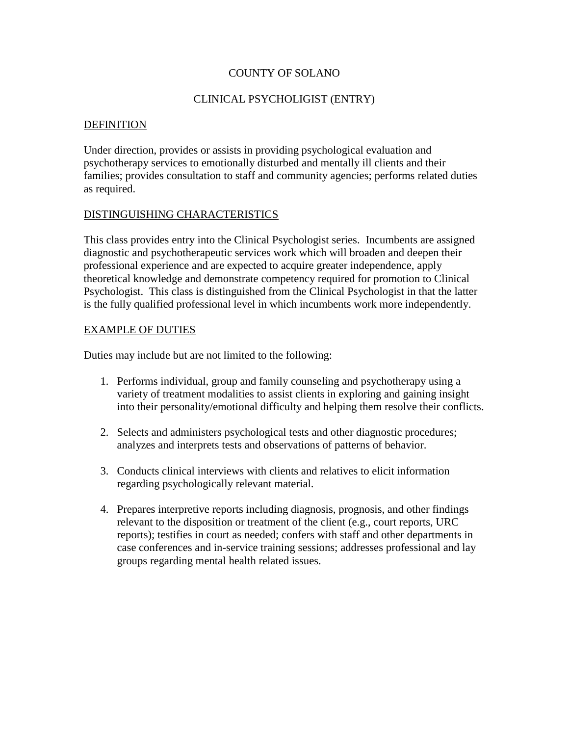# COUNTY OF SOLANO

## CLINICAL PSYCHOLIGIST (ENTRY)

### DEFINITION

Under direction, provides or assists in providing psychological evaluation and psychotherapy services to emotionally disturbed and mentally ill clients and their families; provides consultation to staff and community agencies; performs related duties as required.

### DISTINGUISHING CHARACTERISTICS

This class provides entry into the Clinical Psychologist series. Incumbents are assigned diagnostic and psychotherapeutic services work which will broaden and deepen their professional experience and are expected to acquire greater independence, apply theoretical knowledge and demonstrate competency required for promotion to Clinical Psychologist. This class is distinguished from the Clinical Psychologist in that the latter is the fully qualified professional level in which incumbents work more independently.

### EXAMPLE OF DUTIES

Duties may include but are not limited to the following:

1. Performs individual, group and family counseling and psychotherapy using a variety of treatment modalities to assist clients in exploring and gaining insight into their personality/emotional difficulty and helping them resolve their conflicts.

2. Selects and administers psychological tests and other diagnostic procedures; analyzes and interprets tests and observations of patterns of behavior.

3. Conducts clinical interviews with clients and relatives to elicit information regarding psychologically relevant material.

4. Prepares interpretive reports including diagnosis, prognosis, and other findings relevant to the disposition or treatment of the client (e.g., court reports, URC reports); testifies in court as needed; confers with staff and other departments in case conferences and in-service training sessions; addresses professional and lay groups regarding mental health related issues.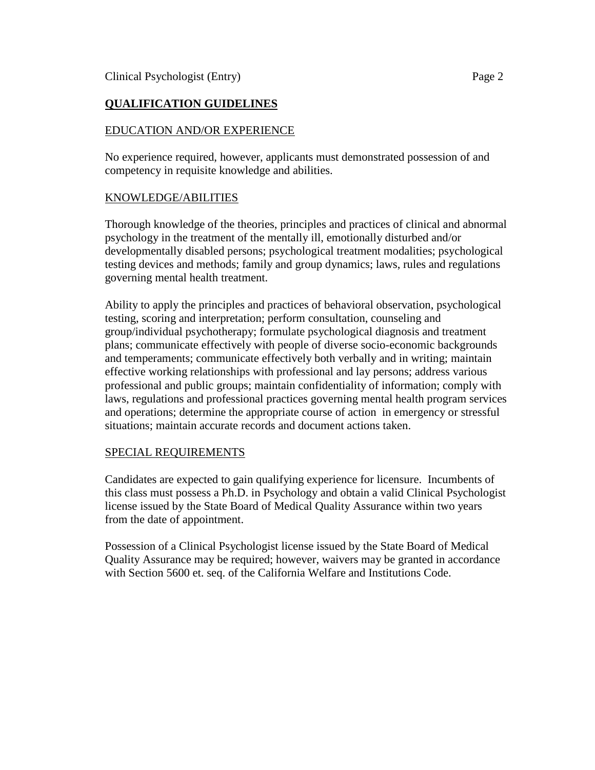## QUALIFICATION GUIDELINES

### EDUCATION AND/OR EXPERIENCE

No experience required, however, applicants must demonstrated possession of and competency in requisite knowledge and abilities.

### KNOWLEDGE/ABILITIES

Thorough knowledge of the theories, principles and practices of clinical and abnormal psychology in the treatment of the mentally ill, emotionally disturbed and/or developmentally disabled persons; psychological treatment modalities; psychological testing devices and methods; family and group dynamics; laws, rules and regulations governing mental health treatment.

Ability to apply the principles and practices of behavioral observation, psychological testing, scoring and interpretation; perform consultation, counseling and group/individual psychotherapy; formulate psychological diagnosis and treatment plans; communicate effectively with people of diverse socio-economic backgrounds and temperaments; communicate effectively both verbally and in writing; maintain effective working relationships with professional and lay persons; address various professional and public groups; maintain confidentiality of information; comply with laws, regulations and professional practices governing mental health program services and operations; determine the appropriate course of action in emergency or stressful situations; maintain accurate records and document actions taken.

### SPECIAL REQUIREMENTS

Candidates are expected to gain qualifying experience for licensure. Incumbents of this class must possess a Ph.D. in Psychology and obtain a valid Clinical Psychologist license issued by the State Board of Medical Quality Assurance within two years from the date of appointment.

Possession of a Clinical Psychologist license issued by the State Board of Medical Quality Assurance may be required; however, waivers may be granted in accordance with Section 5600 et. seq. of the California Welfare and Institutions Code.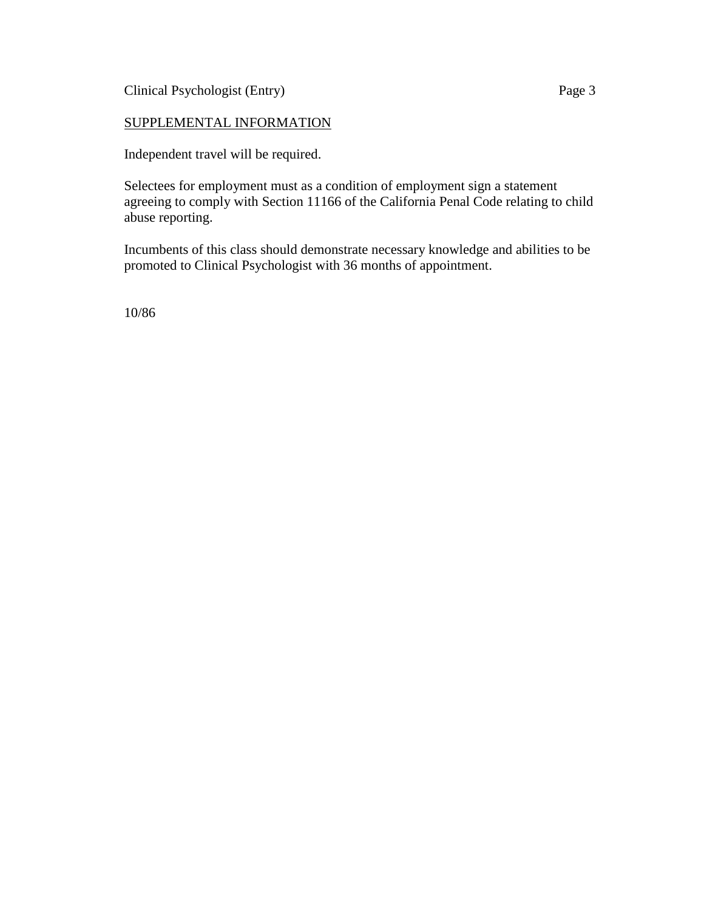## SUPPLEMENTAL INFORMATION

Independent travel will be required.

Selectees for employment must as a condition of employment sign a statement agreeing to comply with Section 11166 of the California Penal Code relating to child abuse reporting.

Incumbents of this class should demonstrate necessary knowledge and abilities to be promoted to Clinical Psychologist with 36 months of appointment.

10/86